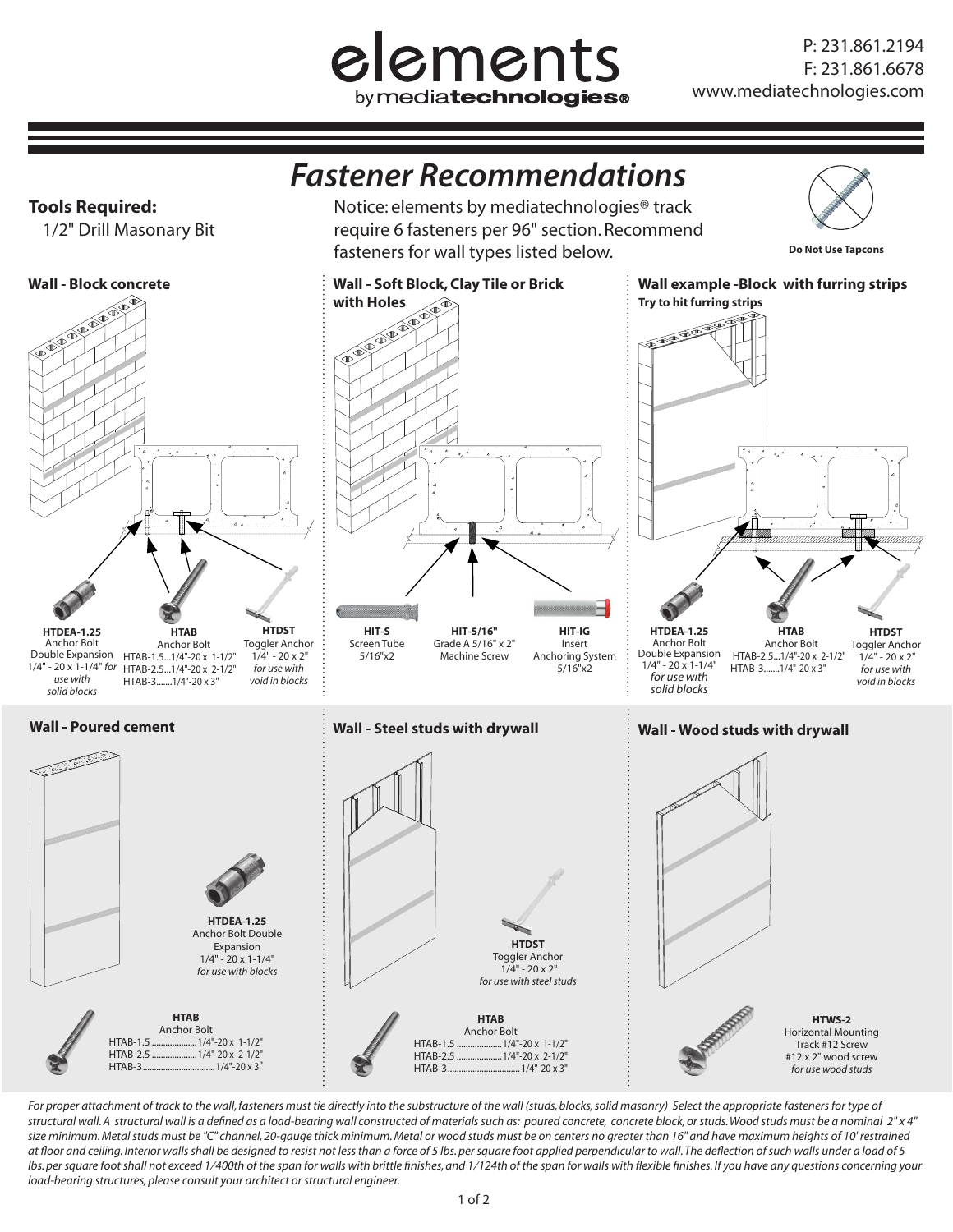elements by mediatechnologies®

P: 231.861.2194
F: 231.861.6678
www.mediatechnologies.com

# Fastener Recommendations

**Tools Required:**
1/2" Drill Masonary Bit

Notice: elements by mediatechnologies® track require 6 fasteners per 96" section. Recommend fasteners for wall types listed below.

**Do Not Use Tapcons**

## Wall - Block concrete

**HTDEA-1.25**
Anchor Bolt
Double Expansion
1/4" - 20 x 1-1/4" *for use with solid blocks*

**HTAB**
Anchor Bolt
HTAB-1.5...1/4"-20 x 1-1/2"
HTAB-2.5...1/4"-20 x 2-1/2"
HTAB-3.......1/4"-20 x 3"

**HTDST**
Toggler Anchor
1/4" - 20 x 2"
*for use with void in blocks*

## Wall - Soft Block, Clay Tile or Brick with Holes

**HIT-S**
Screen Tube
5/16"x2

**HIT-5/16"**
Grade A 5/16" x 2"
Machine Screw

**HIT-IG**
Insert
Anchoring System
5/16"x2

## Wall example -Block with furring strips

**Try to hit furring strips**

**HTDEA-1.25**
Anchor Bolt
Double Expansion
1/4" - 20 x 1-1/4"
*for use with solid blocks*

**HTAB**
Anchor Bolt
HTAB-2.5...1/4"-20 x 2-1/2"
HTAB-3.......1/4"-20 x 3"

**HTDST**
Toggler Anchor
1/4" - 20 x 2"
*for use with void in blocks*

## Wall - Poured cement

**HTDEA-1.25**
Anchor Bolt Double Expansion
1/4" - 20 x 1-1/4"
*for use with blocks*

**HTAB**
Anchor Bolt
HTAB-1.5 ....................1/4"-20 x 1-1/2"
HTAB-2.5 ....................1/4"-20 x 2-1/2"
HTAB-3................................1/4"-20 x 3"

## Wall - Steel studs with drywall

**HTDST**
Toggler Anchor
1/4" - 20 x 2"
*for use with steel studs*

**HTAB**
Anchor Bolt
HTAB-1.5 ....................1/4"-20 x 1-1/2"
HTAB-2.5 ....................1/4"-20 x 2-1/2"
HTAB-3................................1/4"-20 x 3"

## Wall - Wood studs with drywall

**HTWS-2**
Horizontal Mounting
Track #12 Screw
#12 x 2" wood screw
*for use wood studs*

*For proper attachment of track to the wall, fasteners must tie directly into the substructure of the wall (studs, blocks, solid masonry) Select the appropriate fasteners for type of structural wall. A structural wall is a defined as a load-bearing wall constructed of materials such as: poured concrete, concrete block, or studs. Wood studs must be a nominal 2" x 4" size minimum. Metal studs must be "C" channel, 20-gauge thick minimum. Metal or wood studs must be on centers no greater than 16" and have maximum heights of 10' restrained at floor and ceiling. Interior walls shall be designed to resist not less than a force of 5 lbs. per square foot applied perpendicular to wall. The deflection of such walls under a load of 5 lbs. per square foot shall not exceed 1/400th of the span for walls with brittle finishes, and 1/124th of the span for walls with flexible finishes. If you have any questions concerning your load-bearing structures, please consult your architect or structural engineer.*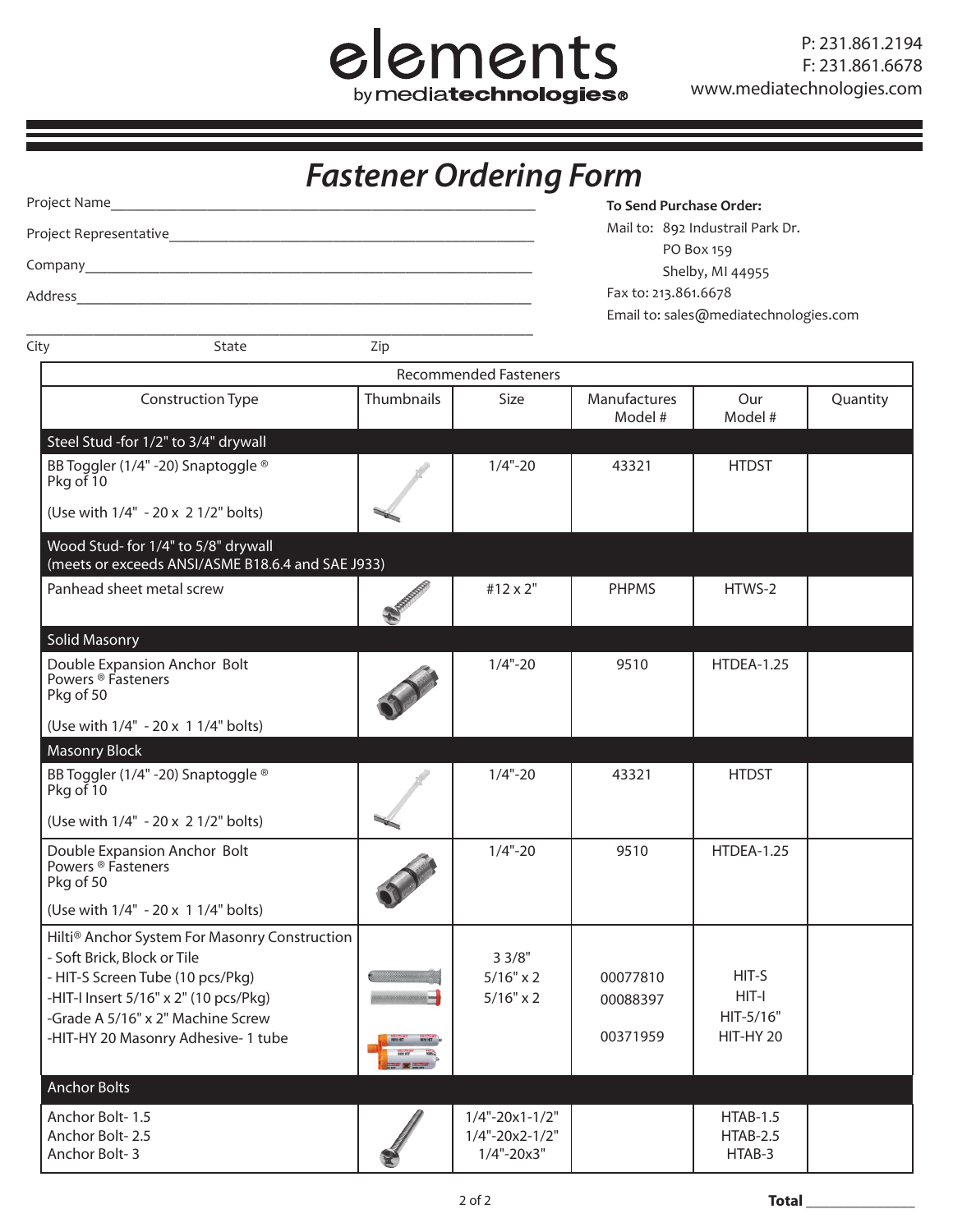elements
by mediatechnologies®

P: 231.861.2194
F: 231.861.6678
www.mediatechnologies.com

# Fastener Ordering Form

Project Name_______________________________________________

Project Representative______________________________________

Company__________________________________________________

Address__________________________________________________

___________________________________________________________
City State Zip

**To Send Purchase Order:**

Mail to: 892 Industrail Park Dr.
PO Box 159
Shelby, MI 44955

Fax to: 213.861.6678

Email to: sales@mediatechnologies.com

| Recommended Fasteners | | | | | |
|---|---|---|---|---|---|
| Construction Type | Thumbnails | Size | Manufactures Model # | Our Model # | Quantity |
| **Steel Stud -for 1/2" to 3/4" drywall** | | | | | |
| BB Toggler (1/4" -20) Snaptoggle ® Pkg of 10<br>(Use with 1/4" - 20 x 2 1/2" bolts) | | 1/4"-20 | 43321 | HTDST | |
| **Wood Stud- for 1/4" to 5/8" drywall (meets or exceeds ANSI/ASME B18.6.4 and SAE J933)** | | | | | |
| Panhead sheet metal screw | | #12 x 2" | PHPMS | HTWS-2 | |
| **Solid Masonry** | | | | | |
| Double Expansion Anchor Bolt Powers ® Fasteners Pkg of 50<br>(Use with 1/4" - 20 x 1 1/4" bolts) | | 1/4"-20 | 9510 | HTDEA-1.25 | |
| **Masonry Block** | | | | | |
| BB Toggler (1/4" -20) Snaptoggle ® Pkg of 10<br>(Use with 1/4" - 20 x 2 1/2" bolts) | | 1/4"-20 | 43321 | HTDST | |
| Double Expansion Anchor Bolt Powers ® Fasteners Pkg of 50<br>(Use with 1/4" - 20 x 1 1/4" bolts) | | 1/4"-20 | 9510 | HTDEA-1.25 | |
| Hilti® Anchor System For Masonry Construction<br>- Soft Brick, Block or Tile<br>- HIT-S Screen Tube (10 pcs/Pkg)<br>-HIT-I Insert 5/16" x 2" (10 pcs/Pkg)<br>-Grade A 5/16" x 2" Machine Screw<br>-HIT-HY 20 Masonry Adhesive- 1 tube | | 3 3/8"<br>5/16" x 2<br>5/16" x 2 | 00077810<br>00088397<br><br>00371959 | HIT-S<br>HIT-I<br>HIT-5/16"<br>HIT-HY 20 | |
| **Anchor Bolts** | | | | | |
| Anchor Bolt- 1.5<br>Anchor Bolt- 2.5<br>Anchor Bolt- 3 | | 1/4"-20x1-1/2"<br>1/4"-20x2-1/2"<br>1/4"-20x3" | | HTAB-1.5<br>HTAB-2.5<br>HTAB-3 | |

**Total** _______________